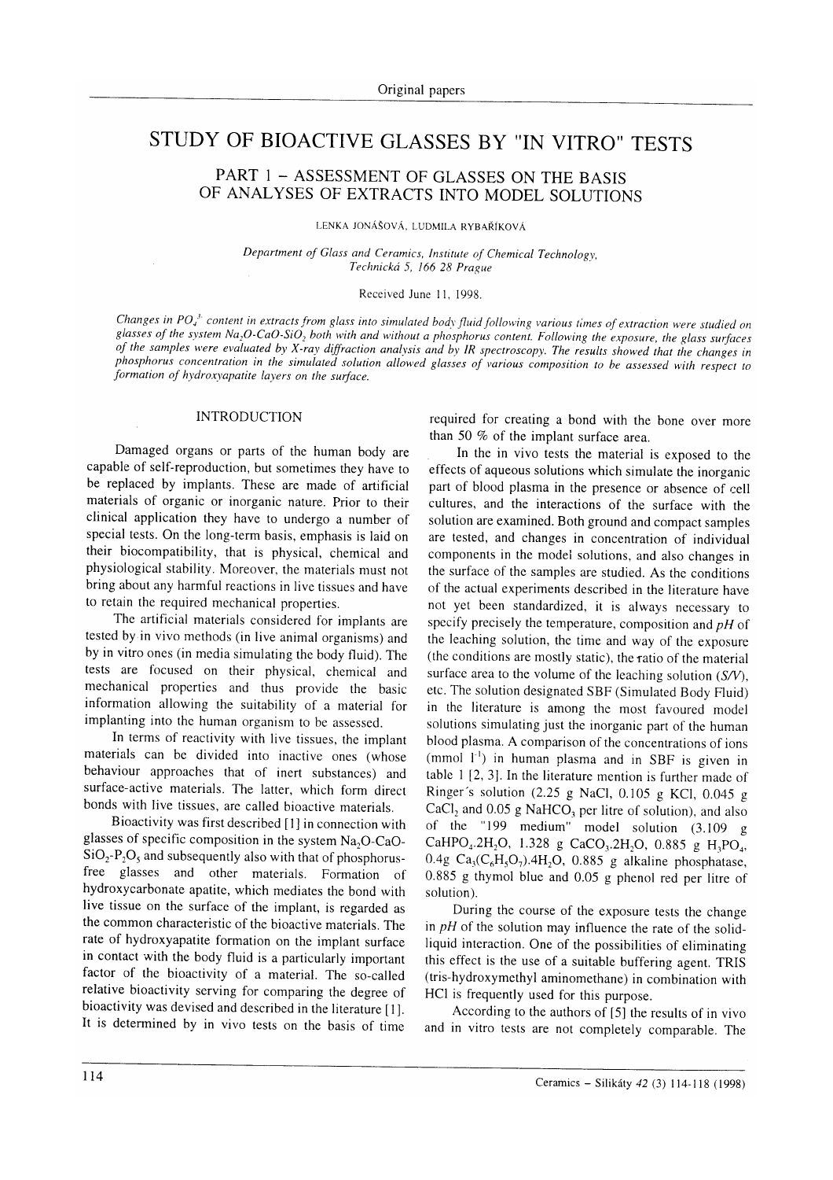Original papers

# STUDY OF BIOACTIVE GLASSES BY "IN VITRO" TESTS

## PART 1 – ASSESSMENT OF GLASSES ON THE BASIS OF ANALYSES OF EXTRACTS INTO MODEL SOLUTIONS

LENKA JONÁŠOVÁ, LUDMILA RYBAŘÍKOVÁ

*Department of Glass and Ceramics, Institute of Chemical Technology, Technická 5, 166 28 Prague*

Received June 11, 1998.

*Changes in $PO_4^{3-}$ content in extracts from glass into simulated body fluid following various times of extraction were studied on glasses of the system $Na_2O$-$CaO$-$SiO_2$ both with and without a phosphorus content. Following the exposure, the glass surfaces of the samples were evaluated by X-ray diffraction analysis and by IR spectroscopy. The results showed that the changes in phosphorus concentration in the simulated solution allowed glasses of various composition to be assessed with respect to formation of hydroxyapatite layers on the surface.*

## INTRODUCTION

Damaged organs or parts of the human body are capable of self-reproduction, but sometimes they have to be replaced by implants. These are made of artificial materials of organic or inorganic nature. Prior to their clinical application they have to undergo a number of special tests. On the long-term basis, emphasis is laid on their biocompatibility, that is physical, chemical and physiological stability. Moreover, the materials must not bring about any harmful reactions in live tissues and have to retain the required mechanical properties.

The artificial materials considered for implants are tested by in vivo methods (in live animal organisms) and by in vitro ones (in media simulating the body fluid). The tests are focused on their physical, chemical and mechanical properties and thus provide the basic information allowing the suitability of a material for implanting into the human organism to be assessed.

In terms of reactivity with live tissues, the implant materials can be divided into inactive ones (whose behaviour approaches that of inert substances) and surface-active materials. The latter, which form direct bonds with live tissues, are called bioactive materials.

Bioactivity was first described [1] in connection with glasses of specific composition in the system $Na_2O$-$CaO$-$SiO_2$-$P_2O_5$ and subsequently also with that of phosphorus-free glasses and other materials. Formation of hydroxycarbonate apatite, which mediates the bond with live tissue on the surface of the implant, is regarded as the common characteristic of the bioactive materials. The rate of hydroxyapatite formation on the implant surface in contact with the body fluid is a particularly important factor of the bioactivity of a material. The so-called relative bioactivity serving for comparing the degree of bioactivity was devised and described in the literature [1]. It is determined by in vivo tests on the basis of time required for creating a bond with the bone over more than 50 % of the implant surface area.

In the in vivo tests the material is exposed to the effects of aqueous solutions which simulate the inorganic part of blood plasma in the presence or absence of cell cultures, and the interactions of the surface with the solution are examined. Both ground and compact samples are tested, and changes in concentration of individual components in the model solutions, and also changes in the surface of the samples are studied. As the conditions of the actual experiments described in the literature have not yet been standardized, it is always necessary to specify precisely the temperature, composition and *pH* of the leaching solution, the time and way of the exposure (the conditions are mostly static), the ratio of the material surface area to the volume of the leaching solution (*S/V*), etc. The solution designated SBF (Simulated Body Fluid) in the literature is among the most favoured model solutions simulating just the inorganic part of the human blood plasma. A comparison of the concentrations of ions (mmol $l^{-1}$) in human plasma and in SBF is given in table 1 [2, 3]. In the literature mention is further made of Ringer's solution (2.25 g NaCl, 0.105 g KCl, 0.045 g $CaCl_2$ and 0.05 g $NaHCO_3$ per litre of solution), and also of the "199 medium" model solution (3.109 g $CaHPO_4.2H_2O$, 1.328 g $CaCO_3.2H_2O$, 0.885 g $H_3PO_4$, 0.4g $Ca_3(C_6H_5O_7).4H_2O$, 0.885 g alkaline phosphatase, 0.885 g thymol blue and 0.05 g phenol red per litre of solution).

During the course of the exposure tests the change in *pH* of the solution may influence the rate of the solid-liquid interaction. One of the possibilities of eliminating this effect is the use of a suitable buffering agent. TRIS (tris-hydroxymethyl aminomethane) in combination with HCl is frequently used for this purpose.

According to the authors of [5] the results of in vivo and in vitro tests are not completely comparable. The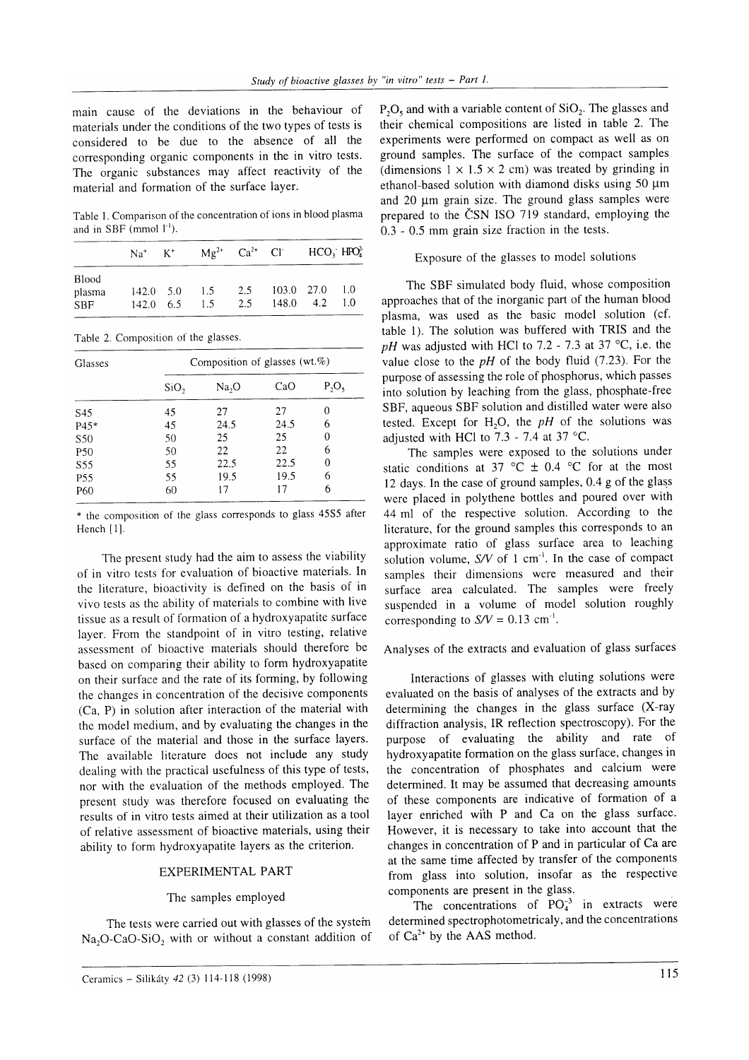main cause of the deviations in the behaviour of materials under the conditions of the two types of tests is considered to be due to the absence of all the corresponding organic components in the in vitro tests. The organic substances may affect reactivity of the material and formation of the surface layer.

Table 1. Comparison of the concentration of ions in blood plasma and in SBF (mmol $l^{-1}$).

| | $Na^+$ | $K^+$ | $Mg^{2+}$ | $Ca^{2+}$ | $Cl^-$ | $HCO_3^-$ | $HPO_4^{2-}$ |
|---|---|---|---|---|---|---|---|
| Blood plasma | 142.0 | 5.0 | 1.5 | 2.5 | 103.0 | 27.0 | 1.0 |
| SBF | 142.0 | 6.5 | 1.5 | 2.5 | 148.0 | 4.2 | 1.0 |

Table 2. Composition of the glasses.

| Glasses | Composition of glasses (wt.%) | | | |
|---|---|---|---|---|
| | $SiO_2$ | $Na_2O$ | CaO | $P_2O_5$ |
| S45 | 45 | 27 | 27 | 0 |
| P45* | 45 | 24.5 | 24.5 | 6 |
| S50 | 50 | 25 | 25 | 0 |
| P50 | 50 | 22 | 22 | 6 |
| S55 | 55 | 22.5 | 22.5 | 0 |
| P55 | 55 | 19.5 | 19.5 | 6 |
| P60 | 60 | 17 | 17 | 6 |

\* the composition of the glass corresponds to glass 45S5 after Hench [1].

The present study had the aim to assess the viability of in vitro tests for evaluation of bioactive materials. In the literature, bioactivity is defined on the basis of in vivo tests as the ability of materials to combine with live tissue as a result of formation of a hydroxyapatite surface layer. From the standpoint of in vitro testing, relative assessment of bioactive materials should therefore be based on comparing their ability to form hydroxyapatite on their surface and the rate of its forming, by following the changes in concentration of the decisive components (Ca, P) in solution after interaction of the material with the model medium, and by evaluating the changes in the surface of the material and those in the surface layers. The available literature does not include any study dealing with the practical usefulness of this type of tests, nor with the evaluation of the methods employed. The present study was therefore focused on evaluating the results of in vitro tests aimed at their utilization as a tool of relative assessment of bioactive materials, using their ability to form hydroxyapatite layers as the criterion.

## EXPERIMENTAL PART

### The samples employed

The tests were carried out with glasses of the system $Na_2O$-CaO-$SiO_2$ with or without a constant addition of $P_2O_5$ and with a variable content of $SiO_2$. The glasses and their chemical compositions are listed in table 2. The experiments were performed on compact as well as on ground samples. The surface of the compact samples (dimensions 1 × 1.5 × 2 cm) was treated by grinding in ethanol-based solution with diamond disks using 50 μm and 20 μm grain size. The ground glass samples were prepared to the ČSN ISO 719 standard, employing the 0.3 - 0.5 mm grain size fraction in the tests.

### Exposure of the glasses to model solutions

The SBF simulated body fluid, whose composition approaches that of the inorganic part of the human blood plasma, was used as the basic model solution (cf. table 1). The solution was buffered with TRIS and the *pH* was adjusted with HCl to 7.2 - 7.3 at 37 °C, i.e. the value close to the *pH* of the body fluid (7.23). For the purpose of assessing the role of phosphorus, which passes into solution by leaching from the glass, phosphate-free SBF, aqueous SBF solution and distilled water were also tested. Except for $H_2O$, the *pH* of the solutions was adjusted with HCl to 7.3 - 7.4 at 37 °C.

The samples were exposed to the solutions under static conditions at 37 °C ± 0.4 °C for at the most 12 days. In the case of ground samples, 0.4 g of the glass were placed in polythene bottles and poured over with 44 ml of the respective solution. According to the literature, for the ground samples this corresponds to an approximate ratio of glass surface area to leaching solution volume, *S/V* of 1 $cm^{-1}$. In the case of compact samples their dimensions were measured and their surface area calculated. The samples were freely suspended in a volume of model solution roughly corresponding to *S/V* = 0.13 $cm^{-1}$.

### Analyses of the extracts and evaluation of glass surfaces

Interactions of glasses with eluting solutions were evaluated on the basis of analyses of the extracts and by determining the changes in the glass surface (X-ray diffraction analysis, IR reflection spectroscopy). For the purpose of evaluating the ability and rate of hydroxyapatite formation on the glass surface, changes in the concentration of phosphates and calcium were determined. It may be assumed that decreasing amounts of these components are indicative of formation of a layer enriched with P and Ca on the glass surface. However, it is necessary to take into account that the changes in concentration of P and in particular of Ca are at the same time affected by transfer of the components from glass into solution, insofar as the respective components are present in the glass.

The concentrations of $PO_4^{-3}$ in extracts were determined spectrophotometricaly, and the concentrations of $Ca^{2+}$ by the AAS method.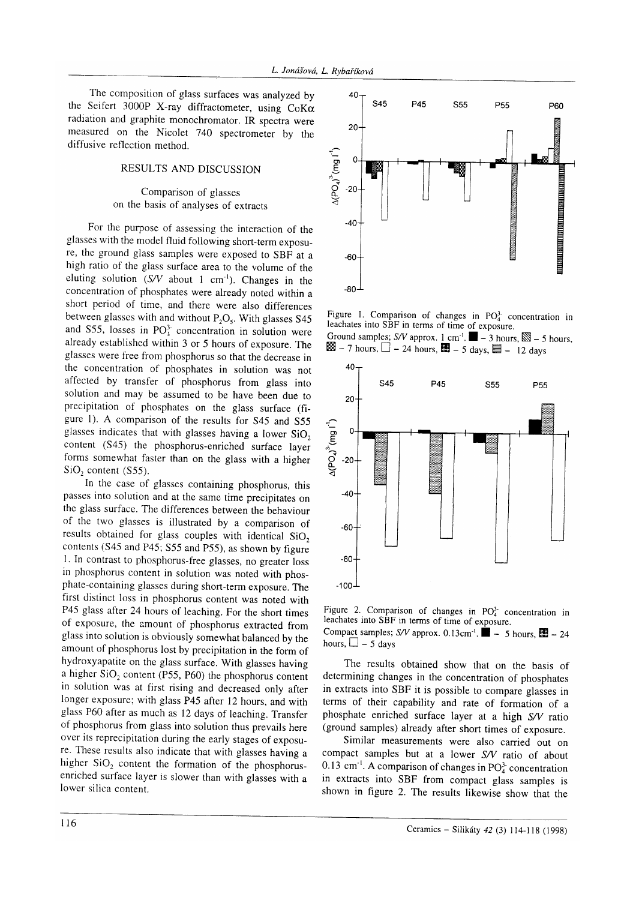The composition of glass surfaces was analyzed by the Seifert 3000P X-ray diffractometer, using CoKα radiation and graphite monochromator. IR spectra were measured on the Nicolet 740 spectrometer by the diffusive reflection method.

## RESULTS AND DISCUSSION

### Comparison of glasses on the basis of analyses of extracts

For the purpose of assessing the interaction of the glasses with the model fluid following short-term exposure, the ground glass samples were exposed to SBF at a high ratio of the glass surface area to the volume of the eluting solution (*S/V* about 1 $cm^{-1}$). Changes in the concentration of phosphates were already noted within a short period of time, and there were also differences between glasses with and without $P_2O_5$. With glasses S45 and S55, losses in $PO_4^{3-}$ concentration in solution were already established within 3 or 5 hours of exposure. The glasses were free from phosphorus so that the decrease in the concentration of phosphates in solution was not affected by transfer of phosphorus from glass into solution and may be assumed to be have been due to precipitation of phosphates on the glass surface (figure 1). A comparison of the results for S45 and S55 glasses indicates that with glasses having a lower $SiO_2$ content (S45) the phosphorus-enriched surface layer forms somewhat faster than on the glass with a higher $SiO_2$ content (S55).

In the case of glasses containing phosphorus, this passes into solution and at the same time precipitates on the glass surface. The differences between the behaviour of the two glasses is illustrated by a comparison of results obtained for glass couples with identical $SiO_2$ contents (S45 and P45; S55 and P55), as shown by figure 1. In contrast to phosphorus-free glasses, no greater loss in phosphorus content in solution was noted with phosphate-containing glasses during short-term exposure. The first distinct loss in phosphorus content was noted with P45 glass after 24 hours of leaching. For the short times of exposure, the amount of phosphorus extracted from glass into solution is obviously somewhat balanced by the amount of phosphorus lost by precipitation in the form of hydroxyapatite on the glass surface. With glasses having a higher $SiO_2$ content (P55, P60) the phosphorus content in solution was at first rising and decreased only after longer exposure; with glass P45 after 12 hours, and with glass P60 after as much as 12 days of leaching. Transfer of phosphorus from glass into solution thus prevails here over its reprecipitation during the early stages of exposure. These results also indicate that with glasses having a higher $SiO_2$ content the formation of the phosphorus-enriched surface layer is slower than with glasses with a lower silica content.

Figure 1. Comparison of changes in $PO_4^{3-}$ concentration in leachates into SBF in terms of time of exposure.
Ground samples; *S/V* approx. 1 $cm^{-1}$. ■ – 3 hours, ▨ – 5 hours, ▩ – 7 hours, □ – 24 hours, ▦ – 5 days, ▤ – 12 days

Figure 2. Comparison of changes in $PO_4^{3-}$ concentration in leachates into SBF in terms of time of exposure.
Compact samples; *S/V* approx. 0.13$cm^{-1}$. ■ – 5 hours, ▦ – 24 hours, □ – 5 days

The results obtained show that on the basis of determining changes in the concentration of phosphates in extracts into SBF it is possible to compare glasses in terms of their capability and rate of formation of a phosphate enriched surface layer at a high *S/V* ratio (ground samples) already after short times of exposure.

Similar measurements were also carried out on compact samples but at a lower *S/V* ratio of about 0.13 $cm^{-1}$. A comparison of changes in $PO_4^{3-}$ concentration in extracts into SBF from compact glass samples is shown in figure 2. The results likewise show that the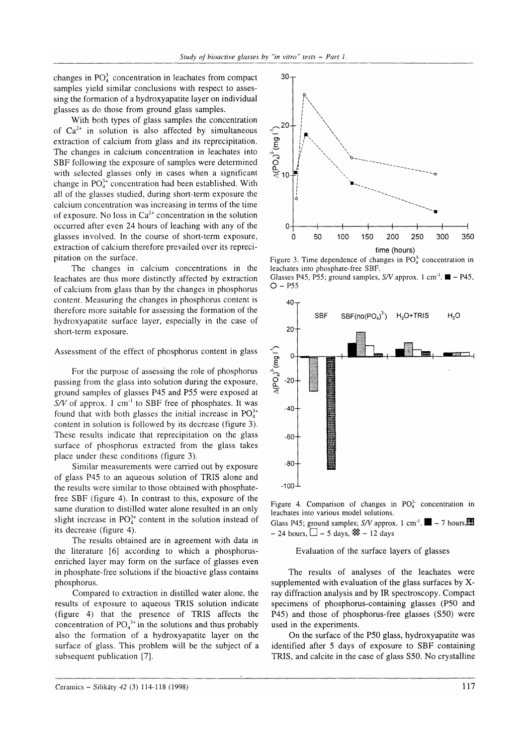changes in $PO_4^{3-}$ concentration in leachates from compact samples yield similar conclusions with respect to assessing the formation of a hydroxyapatite layer on individual glasses as do those from ground glass samples.

With both types of glass samples the concentration of $Ca^{2+}$ in solution is also affected by simultaneous extraction of calcium from glass and its reprecipitation. The changes in calcium concentration in leachates into SBF following the exposure of samples were determined with selected glasses only in cases when a significant change in $PO_4^{3+}$ concentration had been established. With all of the glasses studied, during short-term exposure the calcium concentration was increasing in terms of the time of exposure. No loss in $Ca^{2+}$ concentration in the solution occurred after even 24 hours of leaching with any of the glasses involved. In the course of short-term exposure, extraction of calcium therefore prevailed over its reprecipitation on the surface.

The changes in calcium concentrations in the leachates are thus more distinctly affected by extraction of calcium from glass than by the changes in phosphorus content. Measuring the changes in phosphorus content is therefore more suitable for assessing the formation of the hydroxyapatite surface layer, especially in the case of short-term exposure.

### Assessment of the effect of phosphorus content in glass

For the purpose of assessing the role of phosphorus passing from the glass into solution during the exposure, ground samples of glasses P45 and P55 were exposed at *S/V* of approx. 1 $cm^{-1}$ to SBF free of phosphates. It was found that with both glasses the initial increase in $PO_4^{3+}$ content in solution is followed by its decrease (figure 3). These results indicate that reprecipitation on the glass surface of phosphorus extracted from the glass takes place under these conditions (figure 3).

Similar measurements were carried out by exposure of glass P45 to an aqueous solution of TRIS alone and the results were similar to those obtained with phosphate-free SBF (figure 4). In contrast to this, exposure of the same duration to distilled water alone resulted in an only slight increase in $PO_4^{3+}$ content in the solution instead of its decrease (figure 4).

The results obtained are in agreement with data in the literature [6] according to which a phosphorus-enriched layer may form on the surface of glasses even in phosphate-free solutions if the bioactive glass contains phosphorus.

Compared to extraction in distilled water alone, the results of exposure to aqueous TRIS solution indicate (figure 4) that the presence of TRIS affects the concentration of $PO_4^{3+}$ in the solutions and thus probably also the formation of a hydroxyapatite layer on the surface of glass. This problem will be the subject of a subsequent publication [7].

Figure 3. Time dependence of changes in $PO_4^{3-}$ concentration in leachates into phosphate-free SBF.
Glasses P45, P55; ground samples, *S/V* approx. 1 $cm^{-1}$. ■ – P45, O – P55

Figure 4. Comparison of changes in $PO_4^{3-}$ concentration in leachates into various model solutions.
Glass P45; ground samples; *S/V* approx. 1 $cm^{-1}$. ■ – 7 hours, ▩ – 24 hours, □ – 5 days, ▦ – 12 days

### Evaluation of the surface layers of glasses

The results of analyses of the leachates were supplemented with evaluation of the glass surfaces by X-ray diffraction analysis and by IR spectroscopy. Compact specimens of phosphorus-containing glasses (P50 and P45) and those of phosphorus-free glasses (S50) were used in the experiments.

On the surface of the P50 glass, hydroxyapatite was identified after 5 days of exposure to SBF containing TRIS, and calcite in the case of glass S50. No crystalline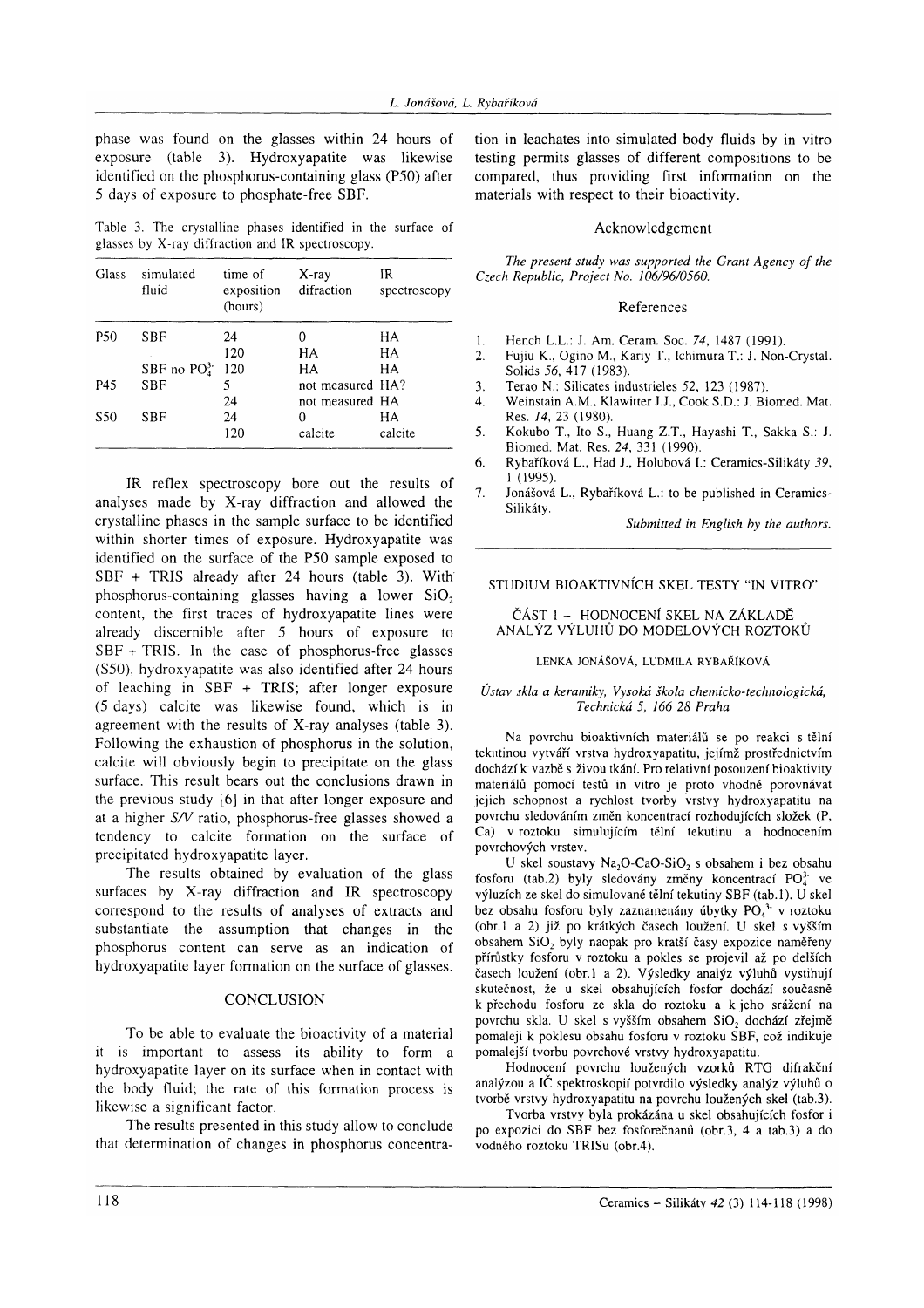phase was found on the glasses within 24 hours of exposure (table 3). Hydroxyapatite was likewise identified on the phosphorus-containing glass (P50) after 5 days of exposure to phosphate-free SBF.

Table 3. The crystalline phases identified in the surface of glasses by X-ray diffraction and IR spectroscopy.

| Glass | simulated fluid | time of exposition (hours) | X-ray difraction | IR spectroscopy |
|---|---|---|---|---|
| P50 | SBF | 24 | 0 | HA |
| | | 120 | HA | HA |
| | SBF no $PO_4^{3-}$ | 120 | HA | HA |
| P45 | SBF | 5 | not measured | HA? |
| | | 24 | not measured | HA |
| S50 | SBF | 24 | 0 | HA |
| | | 120 | calcite | calcite |

IR reflex spectroscopy bore out the results of analyses made by X-ray diffraction and allowed the crystalline phases in the sample surface to be identified within shorter times of exposure. Hydroxyapatite was identified on the surface of the P50 sample exposed to SBF + TRIS already after 24 hours (table 3). With phosphorus-containing glasses having a lower $SiO_2$ content, the first traces of hydroxyapatite lines were already discernible after 5 hours of exposure to SBF + TRIS. In the case of phosphorus-free glasses (S50), hydroxyapatite was also identified after 24 hours of leaching in SBF + TRIS; after longer exposure (5 days) calcite was likewise found, which is in agreement with the results of X-ray analyses (table 3). Following the exhaustion of phosphorus in the solution, calcite will obviously begin to precipitate on the glass surface. This result bears out the conclusions drawn in the previous study [6] in that after longer exposure and at a higher *S/V* ratio, phosphorus-free glasses showed a tendency to calcite formation on the surface of precipitated hydroxyapatite layer.

The results obtained by evaluation of the glass surfaces by X-ray diffraction and IR spectroscopy correspond to the results of analyses of extracts and substantiate the assumption that changes in the phosphorus content can serve as an indication of hydroxyapatite layer formation on the surface of glasses.

## CONCLUSION

To be able to evaluate the bioactivity of a material it is important to assess its ability to form a hydroxyapatite layer on its surface when in contact with the body fluid; the rate of this formation process is likewise a significant factor.

The results presented in this study allow to conclude that determination of changes in phosphorus concentration in leachates into simulated body fluids by in vitro testing permits glasses of different compositions to be compared, thus providing first information on the materials with respect to their bioactivity.

### Acknowledgement

*The present study was supported the Grant Agency of the Czech Republic, Project No. 106/96/0560.*

### References

1. Hench L.L.: J. Am. Ceram. Soc. *74*, 1487 (1991).
2. Fujiu K., Ogino M., Kariy T., Ichimura T.: J. Non-Crystal. Solids *56*, 417 (1983).
3. Terao N.: Silicates industrieles *52*, 123 (1987).
4. Weinstain A.M., Klawitter J.J., Cook S.D.: J. Biomed. Mat. Res. *14*, 23 (1980).
5. Kokubo T., Ito S., Huang Z.T., Hayashi T., Sakka S.: J. Biomed. Mat. Res. *24*, 331 (1990).
6. Rybaříková L., Had J., Holubová I.: Ceramics-Silikáty *39*, 1 (1995).
7. Jonášová L., Rybaříková L.: to be published in Ceramics-Silikáty.

*Submitted in English by the authors.*

---

## STUDIUM BIOAKTIVNÍCH SKEL TESTY "IN VITRO"

### ČÁST 1 – HODNOCENÍ SKEL NA ZÁKLADĚ ANALÝZ VÝLUHŮ DO MODELOVÝCH ROZTOKŮ

LENKA JONÁŠOVÁ, LUDMILA RYBAŘÍKOVÁ

*Ústav skla a keramiky, Vysoká škola chemicko-technologická, Technická 5, 166 28 Praha*

Na povrchu bioaktivních materiálů se po reakci s tělní tekutinou vytváří vrstva hydroxyapatitu, jejímž prostřednictvím dochází k vazbě s živou tkání. Pro relativní posouzení bioaktivity materiálů pomocí testů in vitro je proto vhodné porovnávat jejich schopnost a rychlost tvorby vrstvy hydroxyapatitu na povrchu sledováním změn koncentrací rozhodujících složek (P, Ca) v roztoku simulujícím tělní tekutinu a hodnocením povrchových vrstev.

U skel soustavy $Na_2O$-$CaO$-$SiO_2$ s obsahem i bez obsahu fosforu (tab.2) byly sledovány změny koncentrací $PO_4^{3-}$ ve výluzích ze skel do simulované tělní tekutiny SBF (tab.1). U skel bez obsahu fosforu byly zaznamenány úbytky $PO_4^{3-}$ v roztoku (obr.1 a 2) již po krátkých časech loužení. U skel s vyšším obsahem $SiO_2$ byly naopak pro kratší časy expozice naměřeny přírůstky fosforu v roztoku a pokles se projevil až po delších časech loužení (obr.1 a 2). Výsledky analýz výluhů vystihují skutečnost, že u skel obsahujících fosfor dochází současně k přechodu fosforu ze skla do roztoku a k jeho srážení na povrchu skla. U skel s vyšším obsahem $SiO_2$ dochází zřejmě pomaleji k poklesu obsahu fosforu v roztoku SBF, což indikuje pomalejší tvorbu povrchové vrstvy hydroxyapatitu.

Hodnocení povrchu loužených vzorků RTG difrakční analýzou a IČ spektroskopií potvrdilo výsledky analýz výluhů o tvorbě vrstvy hydroxyapatitu na povrchu loužených skel (tab.3).

Tvorba vrstvy byla prokázána u skel obsahujících fosfor i po expozici do SBF bez fosforečnanů (obr.3, 4 a tab.3) a do vodného roztoku TRISu (obr.4).